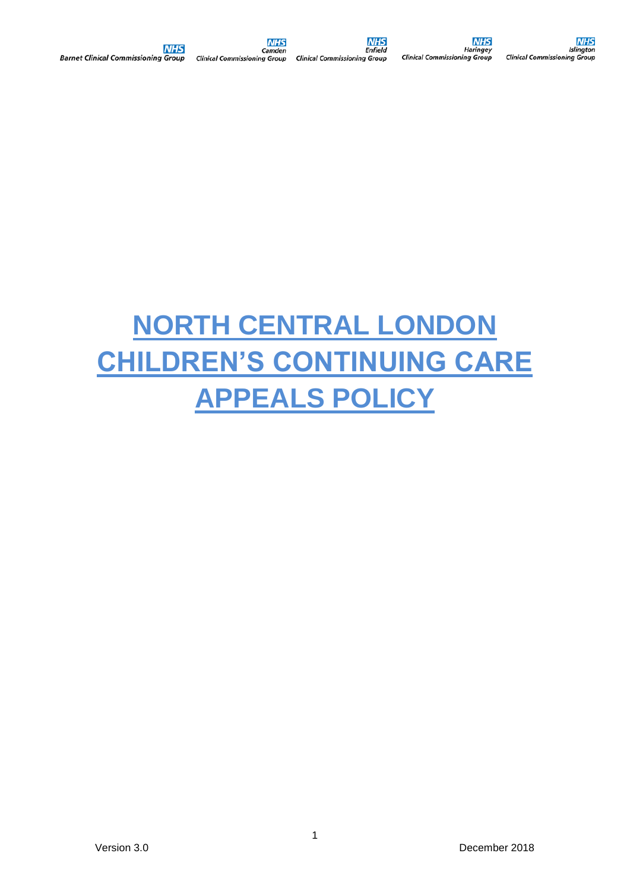NHS Barnet Clinical Commissioning Group | NHS Camden Clinical Commissioning Group | NHS Enfield Clinical Commissioning Group | NHS Haringey Clinical Commissioning Group | NHS Islington Clinical Commissioning Group

# NORTH CENTRAL LONDON CHILDREN'S CONTINUING CARE APPEALS POLICY

Version 3.0

December 2018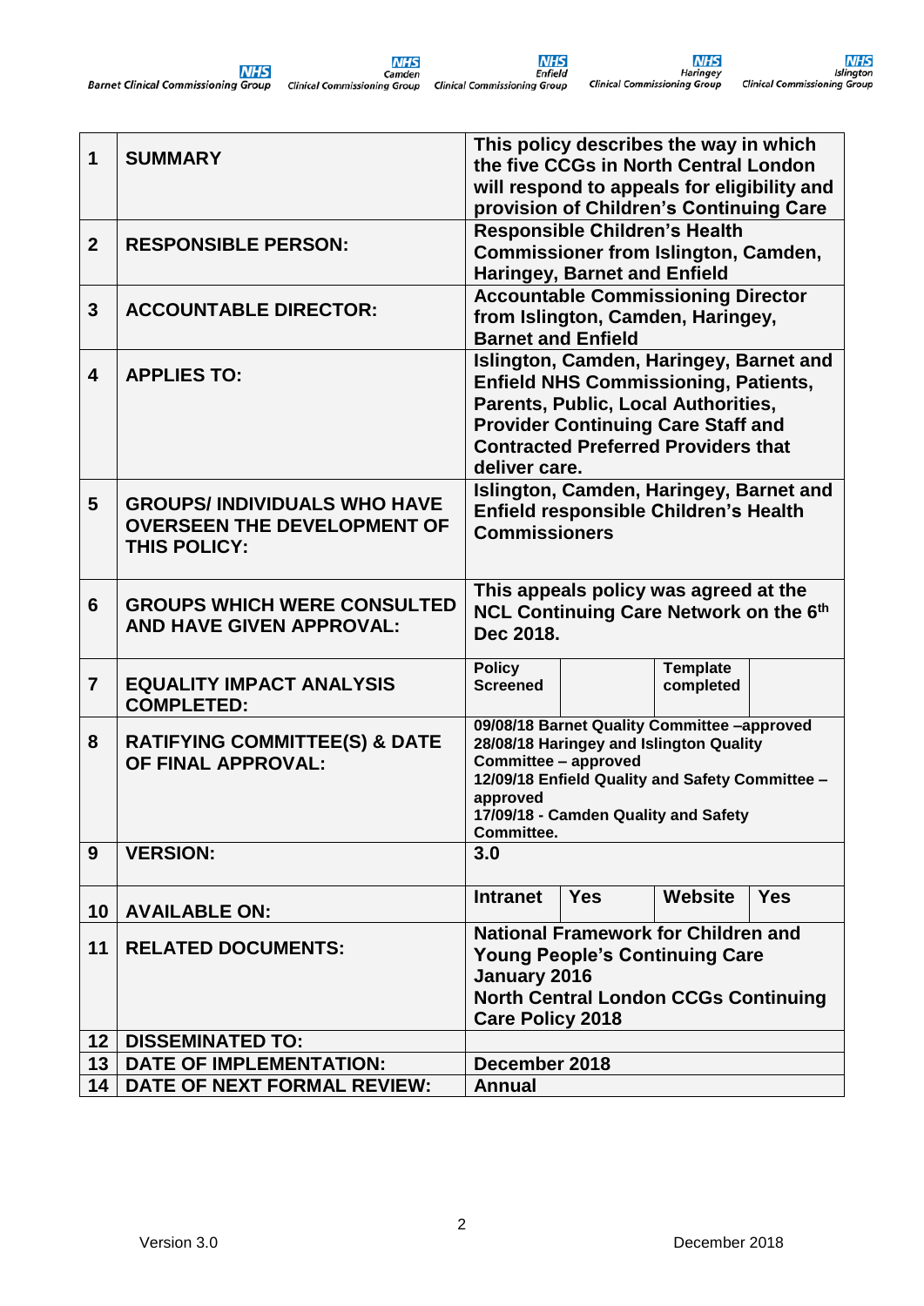| | | | | | |
|---|---|---|---|---|---|
| 1 | **SUMMARY** | **This policy describes the way in which the five CCGs in North Central London will respond to appeals for eligibility and provision of Children's Continuing Care** | | | |
| 2 | **RESPONSIBLE PERSON:** | **Responsible Children's Health Commissioner from Islington, Camden, Haringey, Barnet and Enfield** | | | |
| 3 | **ACCOUNTABLE DIRECTOR:** | **Accountable Commissioning Director from Islington, Camden, Haringey, Barnet and Enfield** | | | |
| 4 | **APPLIES TO:** | **Islington, Camden, Haringey, Barnet and Enfield NHS Commissioning, Patients, Parents, Public, Local Authorities, Provider Continuing Care Staff and Contracted Preferred Providers that deliver care.** | | | |
| 5 | **GROUPS/ INDIVIDUALS WHO HAVE OVERSEEN THE DEVELOPMENT OF THIS POLICY:** | **Islington, Camden, Haringey, Barnet and Enfield responsible Children's Health Commissioners** | | | |
| 6 | **GROUPS WHICH WERE CONSULTED AND HAVE GIVEN APPROVAL:** | **This appeals policy was agreed at the NCL Continuing Care Network on the 6th Dec 2018.** | | | |
| 7 | **EQUALITY IMPACT ANALYSIS COMPLETED:** | **Policy Screened** | | **Template completed** | |
| 8 | **RATIFYING COMMITTEE(S) & DATE OF FINAL APPROVAL:** | **09/08/18 Barnet Quality Committee –approved**<br>**28/08/18 Haringey and Islington Quality Committee – approved**<br>**12/09/18 Enfield Quality and Safety Committee – approved**<br>**17/09/18 - Camden Quality and Safety Committee.** | | | |
| 9 | **VERSION:** | **3.0** | | | |
| 10 | **AVAILABLE ON:** | **Intranet** | **Yes** | **Website** | **Yes** |
| 11 | **RELATED DOCUMENTS:** | **National Framework for Children and Young People's Continuing Care January 2016**<br>**North Central London CCGs Continuing Care Policy 2018** | | | |
| 12 | **DISSEMINATED TO:** | | | | |
| 13 | **DATE OF IMPLEMENTATION:** | **December 2018** | | | |
| 14 | **DATE OF NEXT FORMAL REVIEW:** | **Annual** | | | |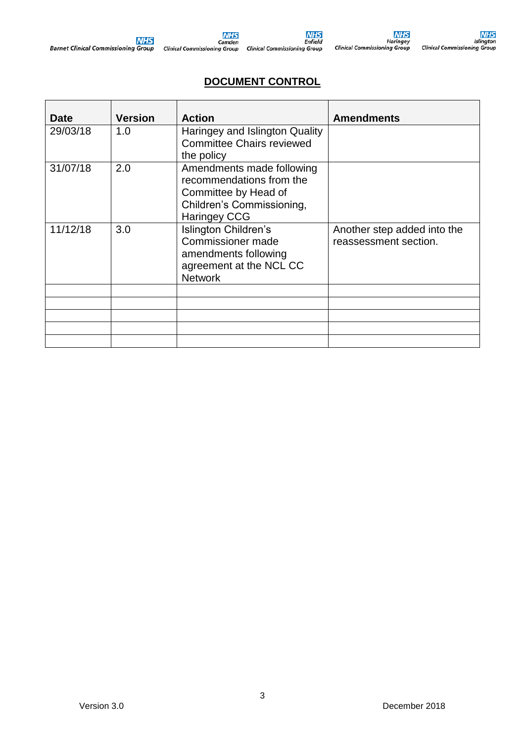## DOCUMENT CONTROL

| Date | Version | Action | Amendments |
|---|---|---|---|
| 29/03/18 | 1.0 | Haringey and Islington Quality Committee Chairs reviewed the policy | |
| 31/07/18 | 2.0 | Amendments made following recommendations from the Committee by Head of Children's Commissioning, Haringey CCG | |
| 11/12/18 | 3.0 | Islington Children's Commissioner made amendments following agreement at the NCL CC Network | Another step added into the reassessment section. |
| | | | |
| | | | |
| | | | |
| | | | |
| | | | |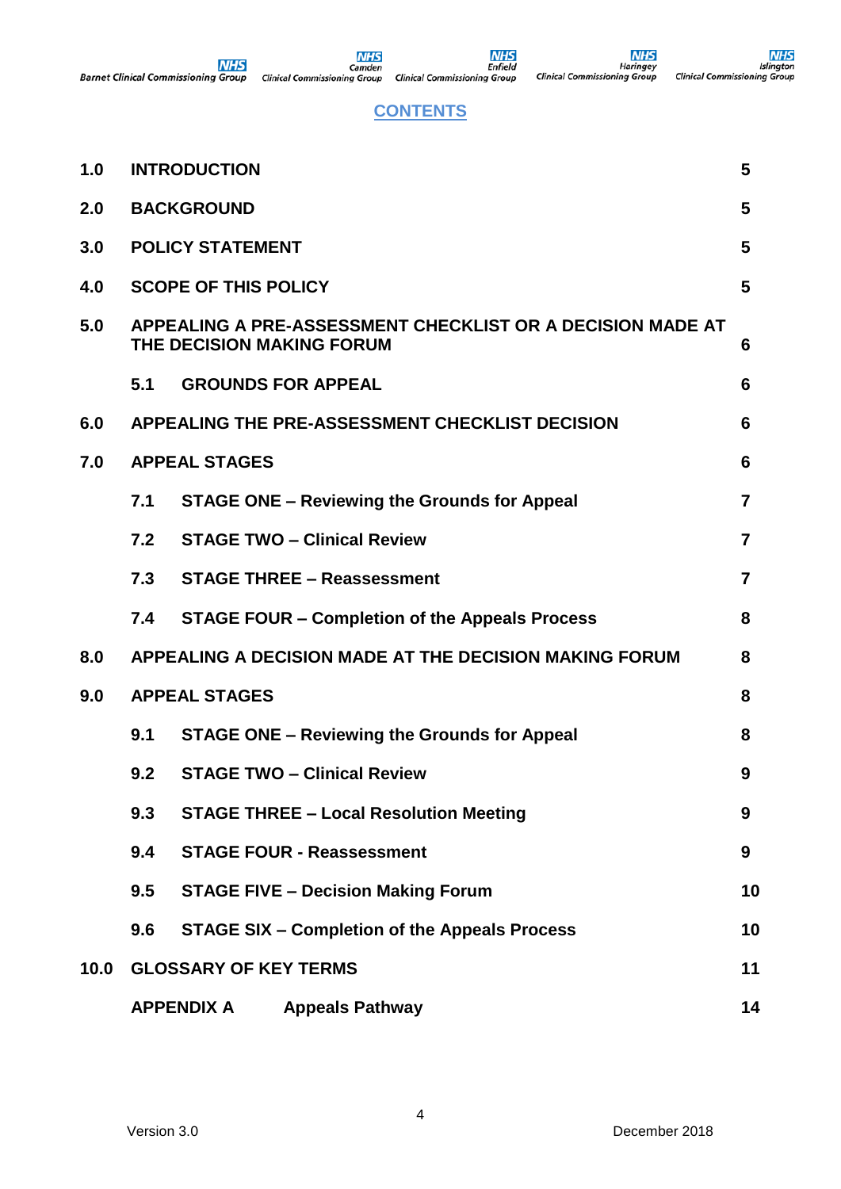# CONTENTS

| | | |
|---|---|---|
| **1.0** | **INTRODUCTION** | **5** |
| **2.0** | **BACKGROUND** | **5** |
| **3.0** | **POLICY STATEMENT** | **5** |
| **4.0** | **SCOPE OF THIS POLICY** | **5** |
| **5.0** | **APPEALING A PRE-ASSESSMENT CHECKLIST OR A DECISION MADE AT THE DECISION MAKING FORUM** | **6** |
| | **5.1 GROUNDS FOR APPEAL** | **6** |
| **6.0** | **APPEALING THE PRE-ASSESSMENT CHECKLIST DECISION** | **6** |
| **7.0** | **APPEAL STAGES** | **6** |
| | **7.1 STAGE ONE – Reviewing the Grounds for Appeal** | **7** |
| | **7.2 STAGE TWO – Clinical Review** | **7** |
| | **7.3 STAGE THREE – Reassessment** | **7** |
| | **7.4 STAGE FOUR – Completion of the Appeals Process** | **8** |
| **8.0** | **APPEALING A DECISION MADE AT THE DECISION MAKING FORUM** | **8** |
| **9.0** | **APPEAL STAGES** | **8** |
| | **9.1 STAGE ONE – Reviewing the Grounds for Appeal** | **8** |
| | **9.2 STAGE TWO – Clinical Review** | **9** |
| | **9.3 STAGE THREE – Local Resolution Meeting** | **9** |
| | **9.4 STAGE FOUR - Reassessment** | **9** |
| | **9.5 STAGE FIVE – Decision Making Forum** | **10** |
| | **9.6 STAGE SIX – Completion of the Appeals Process** | **10** |
| **10.0** | **GLOSSARY OF KEY TERMS** | **11** |
| | **APPENDIX A Appeals Pathway** | **14** |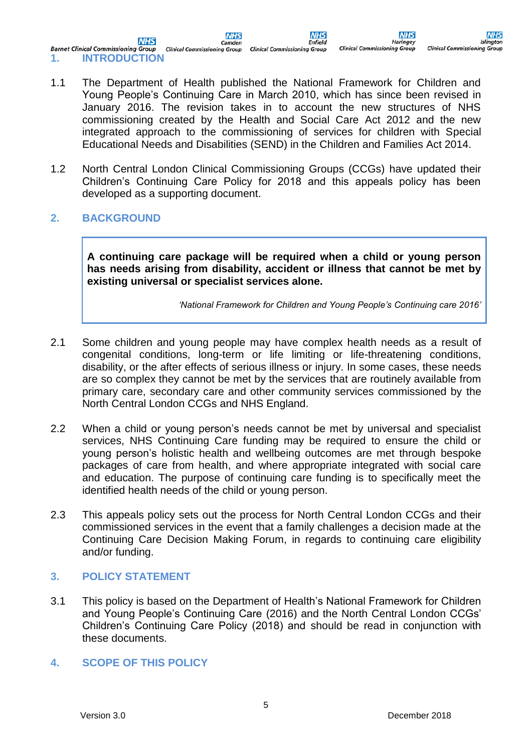## 1. INTRODUCTION

1.1 The Department of Health published the National Framework for Children and Young People's Continuing Care in March 2010, which has since been revised in January 2016. The revision takes in to account the new structures of NHS commissioning created by the Health and Social Care Act 2012 and the new integrated approach to the commissioning of services for children with Special Educational Needs and Disabilities (SEND) in the Children and Families Act 2014.

1.2 North Central London Clinical Commissioning Groups (CCGs) have updated their Children's Continuing Care Policy for 2018 and this appeals policy has been developed as a supporting document.

## 2. BACKGROUND

> **A continuing care package will be required when a child or young person has needs arising from disability, accident or illness that cannot be met by existing universal or specialist services alone.**
>
> *'National Framework for Children and Young People's Continuing care 2016'*

2.1 Some children and young people may have complex health needs as a result of congenital conditions, long-term or life limiting or life-threatening conditions, disability, or the after effects of serious illness or injury. In some cases, these needs are so complex they cannot be met by the services that are routinely available from primary care, secondary care and other community services commissioned by the North Central London CCGs and NHS England.

2.2 When a child or young person's needs cannot be met by universal and specialist services, NHS Continuing Care funding may be required to ensure the child or young person's holistic health and wellbeing outcomes are met through bespoke packages of care from health, and where appropriate integrated with social care and education. The purpose of continuing care funding is to specifically meet the identified health needs of the child or young person.

2.3 This appeals policy sets out the process for North Central London CCGs and their commissioned services in the event that a family challenges a decision made at the Continuing Care Decision Making Forum, in regards to continuing care eligibility and/or funding.

## 3. POLICY STATEMENT

3.1 This policy is based on the Department of Health's National Framework for Children and Young People's Continuing Care (2016) and the North Central London CCGs' Children's Continuing Care Policy (2018) and should be read in conjunction with these documents.

## 4. SCOPE OF THIS POLICY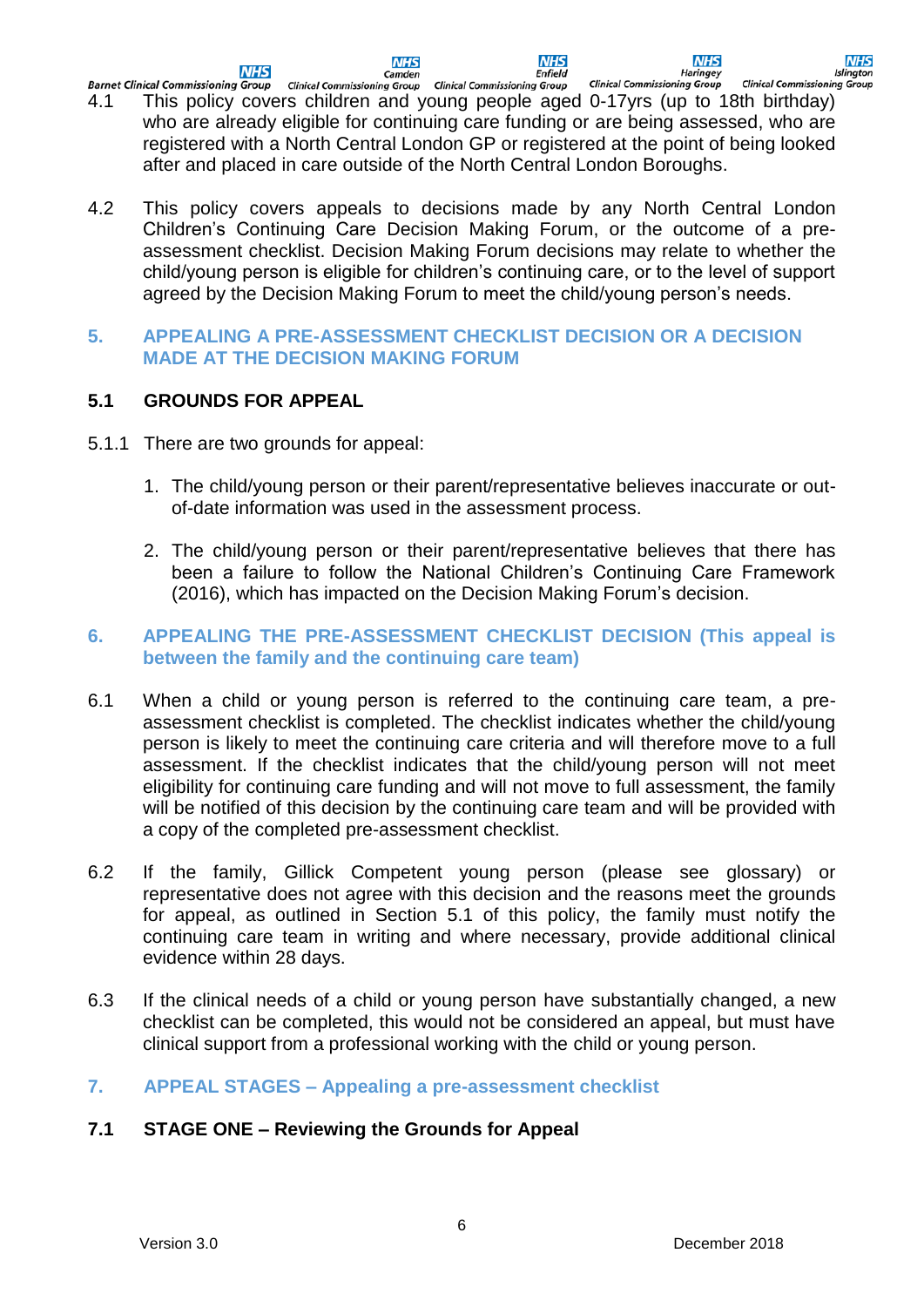4.1 This policy covers children and young people aged 0-17yrs (up to 18th birthday) who are already eligible for continuing care funding or are being assessed, who are registered with a North Central London GP or registered at the point of being looked after and placed in care outside of the North Central London Boroughs.

4.2 This policy covers appeals to decisions made by any North Central London Children's Continuing Care Decision Making Forum, or the outcome of a pre-assessment checklist. Decision Making Forum decisions may relate to whether the child/young person is eligible for children's continuing care, or to the level of support agreed by the Decision Making Forum to meet the child/young person's needs.

## 5. APPEALING A PRE-ASSESSMENT CHECKLIST DECISION OR A DECISION MADE AT THE DECISION MAKING FORUM

### 5.1 GROUNDS FOR APPEAL

5.1.1 There are two grounds for appeal:

1. The child/young person or their parent/representative believes inaccurate or out-of-date information was used in the assessment process.

2. The child/young person or their parent/representative believes that there has been a failure to follow the National Children's Continuing Care Framework (2016), which has impacted on the Decision Making Forum's decision.

## 6. APPEALING THE PRE-ASSESSMENT CHECKLIST DECISION (This appeal is between the family and the continuing care team)

6.1 When a child or young person is referred to the continuing care team, a pre-assessment checklist is completed. The checklist indicates whether the child/young person is likely to meet the continuing care criteria and will therefore move to a full assessment. If the checklist indicates that the child/young person will not meet eligibility for continuing care funding and will not move to full assessment, the family will be notified of this decision by the continuing care team and will be provided with a copy of the completed pre-assessment checklist.

6.2 If the family, Gillick Competent young person (please see glossary) or representative does not agree with this decision and the reasons meet the grounds for appeal, as outlined in Section 5.1 of this policy, the family must notify the continuing care team in writing and where necessary, provide additional clinical evidence within 28 days.

6.3 If the clinical needs of a child or young person have substantially changed, a new checklist can be completed, this would not be considered an appeal, but must have clinical support from a professional working with the child or young person.

## 7. APPEAL STAGES – Appealing a pre-assessment checklist

### 7.1 STAGE ONE – Reviewing the Grounds for Appeal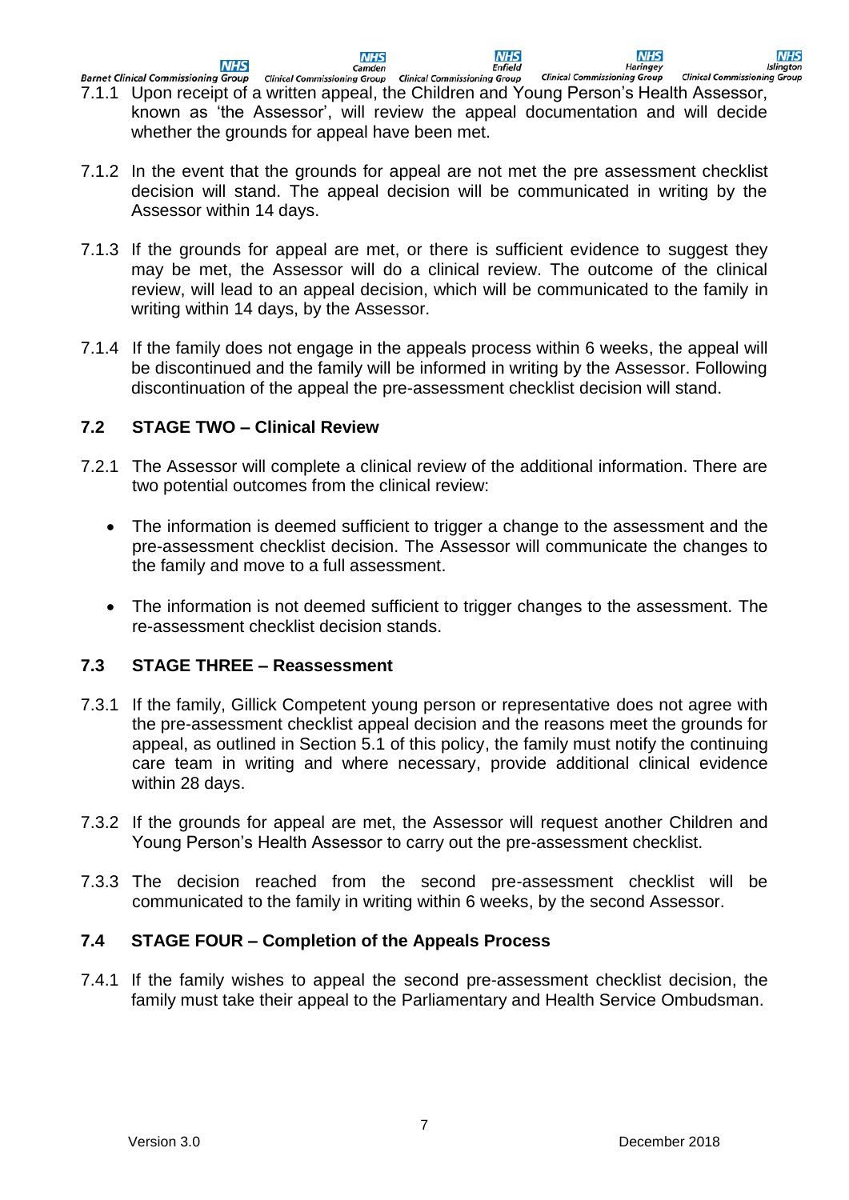7.1.1 Upon receipt of a written appeal, the Children and Young Person's Health Assessor, known as 'the Assessor', will review the appeal documentation and will decide whether the grounds for appeal have been met.

7.1.2 In the event that the grounds for appeal are not met the pre assessment checklist decision will stand. The appeal decision will be communicated in writing by the Assessor within 14 days.

7.1.3 If the grounds for appeal are met, or there is sufficient evidence to suggest they may be met, the Assessor will do a clinical review. The outcome of the clinical review, will lead to an appeal decision, which will be communicated to the family in writing within 14 days, by the Assessor.

7.1.4 If the family does not engage in the appeals process within 6 weeks, the appeal will be discontinued and the family will be informed in writing by the Assessor. Following discontinuation of the appeal the pre-assessment checklist decision will stand.

## 7.2 STAGE TWO – Clinical Review

7.2.1 The Assessor will complete a clinical review of the additional information. There are two potential outcomes from the clinical review:

- The information is deemed sufficient to trigger a change to the assessment and the pre-assessment checklist decision. The Assessor will communicate the changes to the family and move to a full assessment.
- The information is not deemed sufficient to trigger changes to the assessment. The re-assessment checklist decision stands.

## 7.3 STAGE THREE – Reassessment

7.3.1 If the family, Gillick Competent young person or representative does not agree with the pre-assessment checklist appeal decision and the reasons meet the grounds for appeal, as outlined in Section 5.1 of this policy, the family must notify the continuing care team in writing and where necessary, provide additional clinical evidence within 28 days.

7.3.2 If the grounds for appeal are met, the Assessor will request another Children and Young Person's Health Assessor to carry out the pre-assessment checklist.

7.3.3 The decision reached from the second pre-assessment checklist will be communicated to the family in writing within 6 weeks, by the second Assessor.

## 7.4 STAGE FOUR – Completion of the Appeals Process

7.4.1 If the family wishes to appeal the second pre-assessment checklist decision, the family must take their appeal to the Parliamentary and Health Service Ombudsman.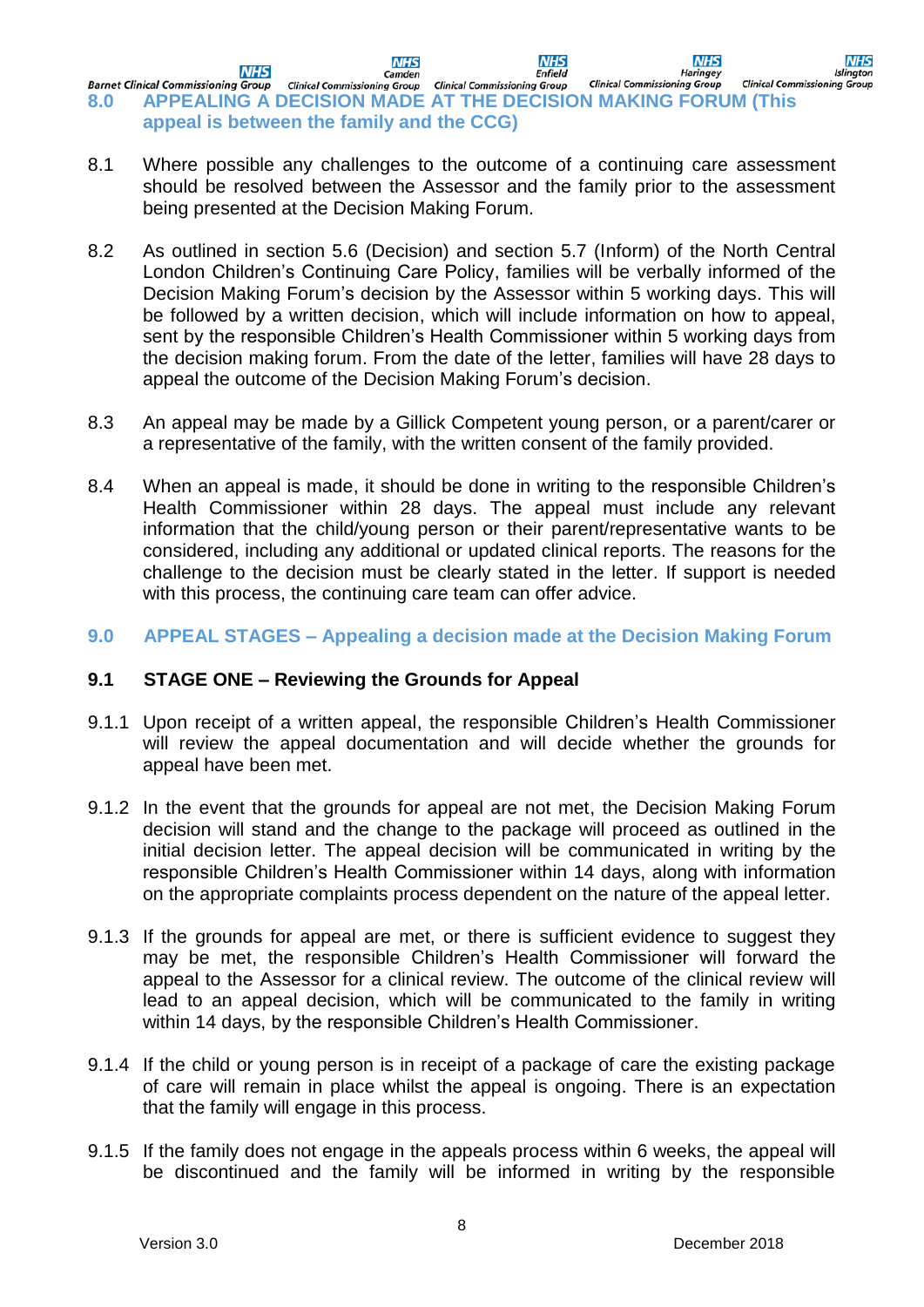## 8.0 APPEALING A DECISION MADE AT THE DECISION MAKING FORUM (This appeal is between the family and the CCG)

8.1 Where possible any challenges to the outcome of a continuing care assessment should be resolved between the Assessor and the family prior to the assessment being presented at the Decision Making Forum.

8.2 As outlined in section 5.6 (Decision) and section 5.7 (Inform) of the North Central London Children's Continuing Care Policy, families will be verbally informed of the Decision Making Forum's decision by the Assessor within 5 working days. This will be followed by a written decision, which will include information on how to appeal, sent by the responsible Children's Health Commissioner within 5 working days from the decision making forum. From the date of the letter, families will have 28 days to appeal the outcome of the Decision Making Forum's decision.

8.3 An appeal may be made by a Gillick Competent young person, or a parent/carer or a representative of the family, with the written consent of the family provided.

8.4 When an appeal is made, it should be done in writing to the responsible Children's Health Commissioner within 28 days. The appeal must include any relevant information that the child/young person or their parent/representative wants to be considered, including any additional or updated clinical reports. The reasons for the challenge to the decision must be clearly stated in the letter. If support is needed with this process, the continuing care team can offer advice.

## 9.0 APPEAL STAGES – Appealing a decision made at the Decision Making Forum

### 9.1 STAGE ONE – Reviewing the Grounds for Appeal

9.1.1 Upon receipt of a written appeal, the responsible Children's Health Commissioner will review the appeal documentation and will decide whether the grounds for appeal have been met.

9.1.2 In the event that the grounds for appeal are not met, the Decision Making Forum decision will stand and the change to the package will proceed as outlined in the initial decision letter. The appeal decision will be communicated in writing by the responsible Children's Health Commissioner within 14 days, along with information on the appropriate complaints process dependent on the nature of the appeal letter.

9.1.3 If the grounds for appeal are met, or there is sufficient evidence to suggest they may be met, the responsible Children's Health Commissioner will forward the appeal to the Assessor for a clinical review. The outcome of the clinical review will lead to an appeal decision, which will be communicated to the family in writing within 14 days, by the responsible Children's Health Commissioner.

9.1.4 If the child or young person is in receipt of a package of care the existing package of care will remain in place whilst the appeal is ongoing. There is an expectation that the family will engage in this process.

9.1.5 If the family does not engage in the appeals process within 6 weeks, the appeal will be discontinued and the family will be informed in writing by the responsible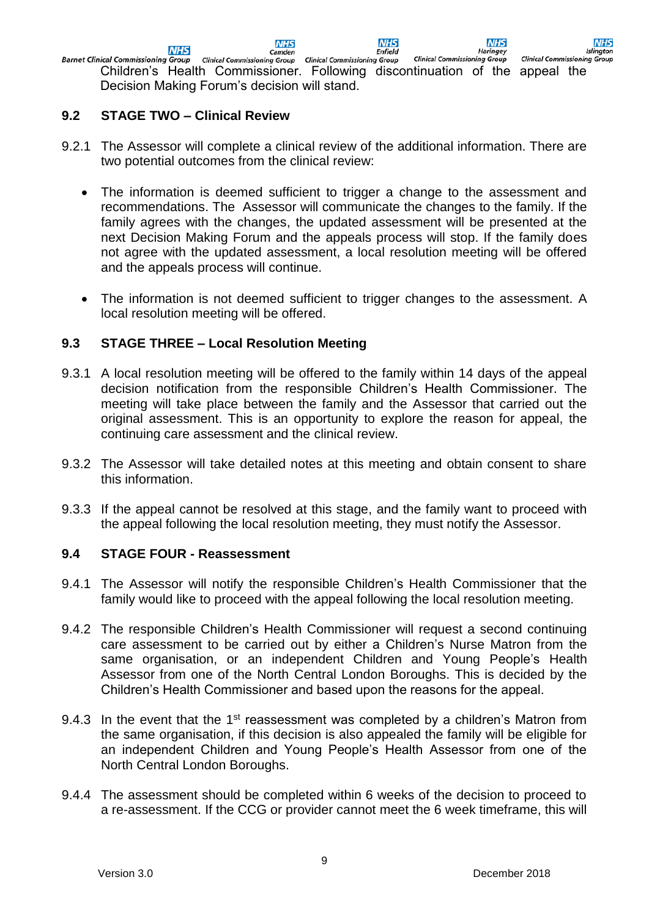Children's Health Commissioner. Following discontinuation of the appeal the Decision Making Forum's decision will stand.

### 9.2 STAGE TWO – Clinical Review

9.2.1 The Assessor will complete a clinical review of the additional information. There are two potential outcomes from the clinical review:

- The information is deemed sufficient to trigger a change to the assessment and recommendations. The Assessor will communicate the changes to the family. If the family agrees with the changes, the updated assessment will be presented at the next Decision Making Forum and the appeals process will stop. If the family does not agree with the updated assessment, a local resolution meeting will be offered and the appeals process will continue.

- The information is not deemed sufficient to trigger changes to the assessment. A local resolution meeting will be offered.

### 9.3 STAGE THREE – Local Resolution Meeting

9.3.1 A local resolution meeting will be offered to the family within 14 days of the appeal decision notification from the responsible Children's Health Commissioner. The meeting will take place between the family and the Assessor that carried out the original assessment. This is an opportunity to explore the reason for appeal, the continuing care assessment and the clinical review.

9.3.2 The Assessor will take detailed notes at this meeting and obtain consent to share this information.

9.3.3 If the appeal cannot be resolved at this stage, and the family want to proceed with the appeal following the local resolution meeting, they must notify the Assessor.

### 9.4 STAGE FOUR - Reassessment

9.4.1 The Assessor will notify the responsible Children's Health Commissioner that the family would like to proceed with the appeal following the local resolution meeting.

9.4.2 The responsible Children's Health Commissioner will request a second continuing care assessment to be carried out by either a Children's Nurse Matron from the same organisation, or an independent Children and Young People's Health Assessor from one of the North Central London Boroughs. This is decided by the Children's Health Commissioner and based upon the reasons for the appeal.

9.4.3 In the event that the 1st reassessment was completed by a children's Matron from the same organisation, if this decision is also appealed the family will be eligible for an independent Children and Young People's Health Assessor from one of the North Central London Boroughs.

9.4.4 The assessment should be completed within 6 weeks of the decision to proceed to a re-assessment. If the CCG or provider cannot meet the 6 week timeframe, this will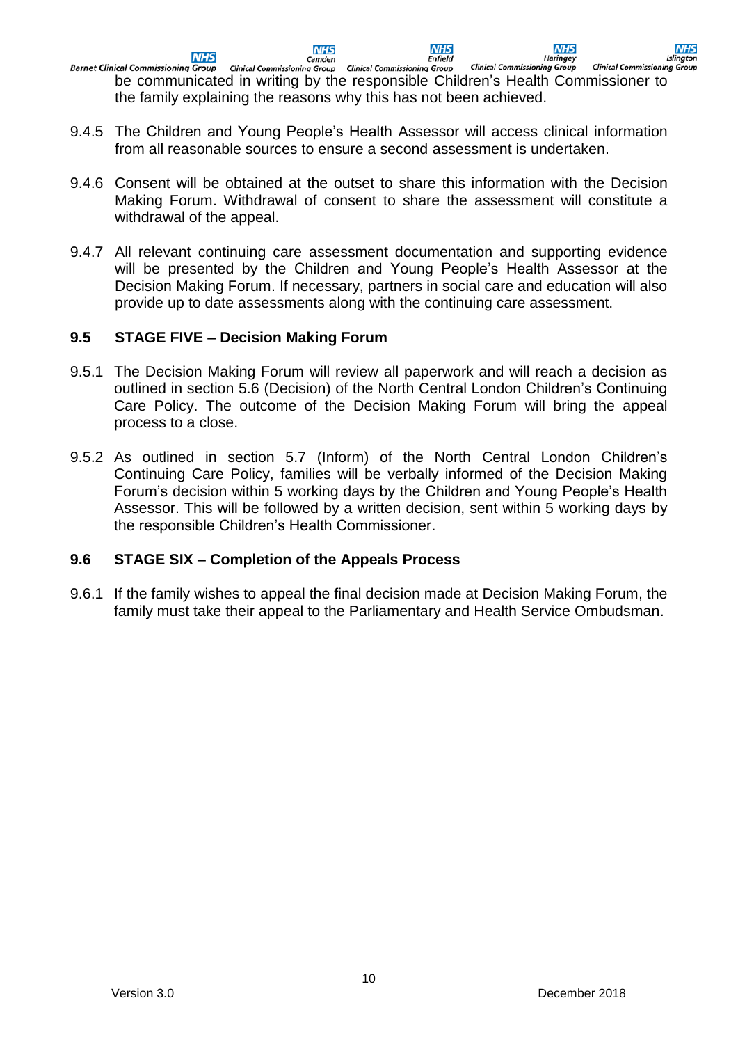be communicated in writing by the responsible Children's Health Commissioner to the family explaining the reasons why this has not been achieved.

9.4.5 The Children and Young People's Health Assessor will access clinical information from all reasonable sources to ensure a second assessment is undertaken.

9.4.6 Consent will be obtained at the outset to share this information with the Decision Making Forum. Withdrawal of consent to share the assessment will constitute a withdrawal of the appeal.

9.4.7 All relevant continuing care assessment documentation and supporting evidence will be presented by the Children and Young People's Health Assessor at the Decision Making Forum. If necessary, partners in social care and education will also provide up to date assessments along with the continuing care assessment.

### 9.5 STAGE FIVE – Decision Making Forum

9.5.1 The Decision Making Forum will review all paperwork and will reach a decision as outlined in section 5.6 (Decision) of the North Central London Children's Continuing Care Policy. The outcome of the Decision Making Forum will bring the appeal process to a close.

9.5.2 As outlined in section 5.7 (Inform) of the North Central London Children's Continuing Care Policy, families will be verbally informed of the Decision Making Forum's decision within 5 working days by the Children and Young People's Health Assessor. This will be followed by a written decision, sent within 5 working days by the responsible Children's Health Commissioner.

### 9.6 STAGE SIX – Completion of the Appeals Process

9.6.1 If the family wishes to appeal the final decision made at Decision Making Forum, the family must take their appeal to the Parliamentary and Health Service Ombudsman.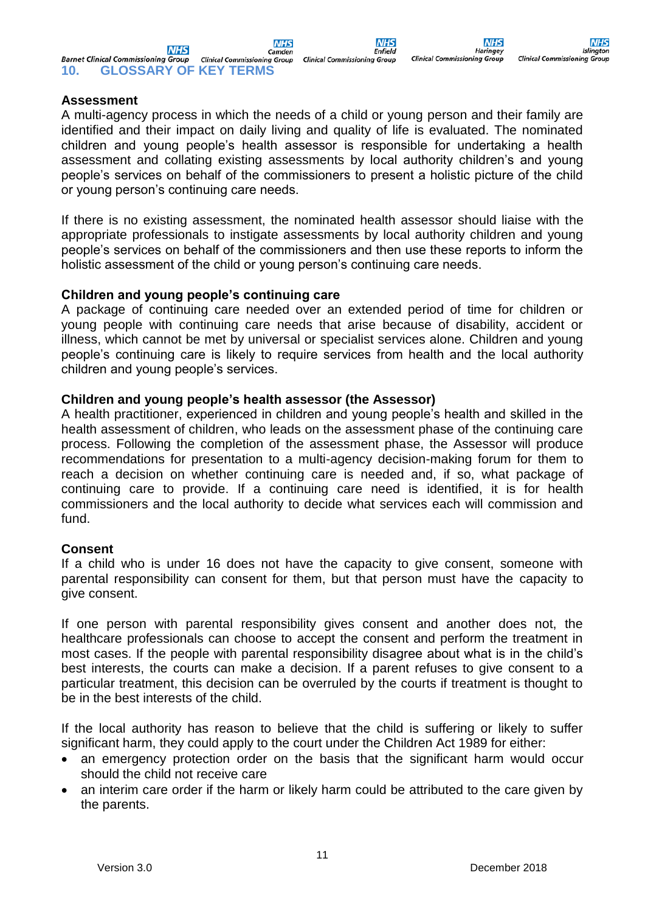## 10. GLOSSARY OF KEY TERMS

**Assessment**
A multi-agency process in which the needs of a child or young person and their family are identified and their impact on daily living and quality of life is evaluated. The nominated children and young people's health assessor is responsible for undertaking a health assessment and collating existing assessments by local authority children's and young people's services on behalf of the commissioners to present a holistic picture of the child or young person's continuing care needs.

If there is no existing assessment, the nominated health assessor should liaise with the appropriate professionals to instigate assessments by local authority children and young people's services on behalf of the commissioners and then use these reports to inform the holistic assessment of the child or young person's continuing care needs.

**Children and young people's continuing care**
A package of continuing care needed over an extended period of time for children or young people with continuing care needs that arise because of disability, accident or illness, which cannot be met by universal or specialist services alone. Children and young people's continuing care is likely to require services from health and the local authority children and young people's services.

**Children and young people's health assessor (the Assessor)**
A health practitioner, experienced in children and young people's health and skilled in the health assessment of children, who leads on the assessment phase of the continuing care process. Following the completion of the assessment phase, the Assessor will produce recommendations for presentation to a multi-agency decision-making forum for them to reach a decision on whether continuing care is needed and, if so, what package of continuing care to provide. If a continuing care need is identified, it is for health commissioners and the local authority to decide what services each will commission and fund.

**Consent**
If a child who is under 16 does not have the capacity to give consent, someone with parental responsibility can consent for them, but that person must have the capacity to give consent.

If one person with parental responsibility gives consent and another does not, the healthcare professionals can choose to accept the consent and perform the treatment in most cases. If the people with parental responsibility disagree about what is in the child's best interests, the courts can make a decision. If a parent refuses to give consent to a particular treatment, this decision can be overruled by the courts if treatment is thought to be in the best interests of the child.

If the local authority has reason to believe that the child is suffering or likely to suffer significant harm, they could apply to the court under the Children Act 1989 for either:

- an emergency protection order on the basis that the significant harm would occur should the child not receive care
- an interim care order if the harm or likely harm could be attributed to the care given by the parents.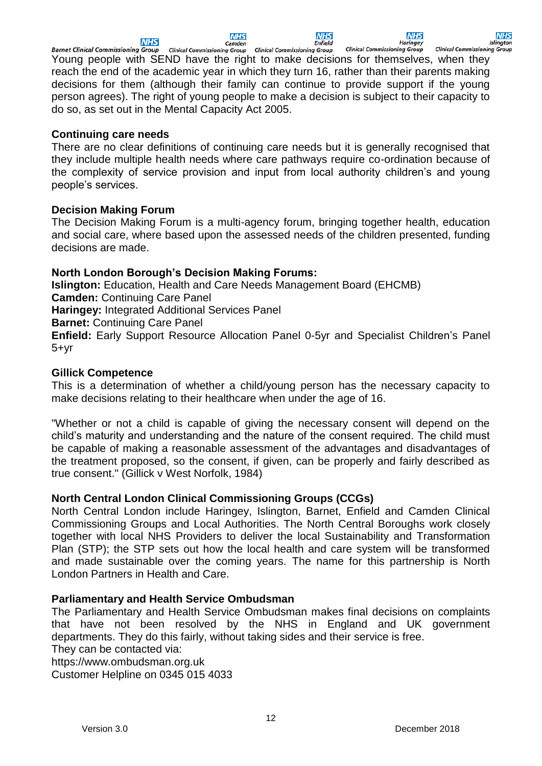Young people with SEND have the right to make decisions for themselves, when they reach the end of the academic year in which they turn 16, rather than their parents making decisions for them (although their family can continue to provide support if the young person agrees). The right of young people to make a decision is subject to their capacity to do so, as set out in the Mental Capacity Act 2005.

**Continuing care needs**
There are no clear definitions of continuing care needs but it is generally recognised that they include multiple health needs where care pathways require co-ordination because of the complexity of service provision and input from local authority children's and young people's services.

**Decision Making Forum**
The Decision Making Forum is a multi-agency forum, bringing together health, education and social care, where based upon the assessed needs of the children presented, funding decisions are made.

**North London Borough's Decision Making Forums:**
**Islington:** Education, Health and Care Needs Management Board (EHCMB)
**Camden:** Continuing Care Panel
**Haringey:** Integrated Additional Services Panel
**Barnet:** Continuing Care Panel
**Enfield:** Early Support Resource Allocation Panel 0-5yr and Specialist Children's Panel 5+yr

**Gillick Competence**
This is a determination of whether a child/young person has the necessary capacity to make decisions relating to their healthcare when under the age of 16.

"Whether or not a child is capable of giving the necessary consent will depend on the child's maturity and understanding and the nature of the consent required. The child must be capable of making a reasonable assessment of the advantages and disadvantages of the treatment proposed, so the consent, if given, can be properly and fairly described as true consent." (Gillick v West Norfolk, 1984)

**North Central London Clinical Commissioning Groups (CCGs)**
North Central London include Haringey, Islington, Barnet, Enfield and Camden Clinical Commissioning Groups and Local Authorities. The North Central Boroughs work closely together with local NHS Providers to deliver the local Sustainability and Transformation Plan (STP); the STP sets out how the local health and care system will be transformed and made sustainable over the coming years. The name for this partnership is North London Partners in Health and Care.

**Parliamentary and Health Service Ombudsman**
The Parliamentary and Health Service Ombudsman makes final decisions on complaints that have not been resolved by the NHS in England and UK government departments. They do this fairly, without taking sides and their service is free.
They can be contacted via:
https://www.ombudsman.org.uk
Customer Helpline on 0345 015 4033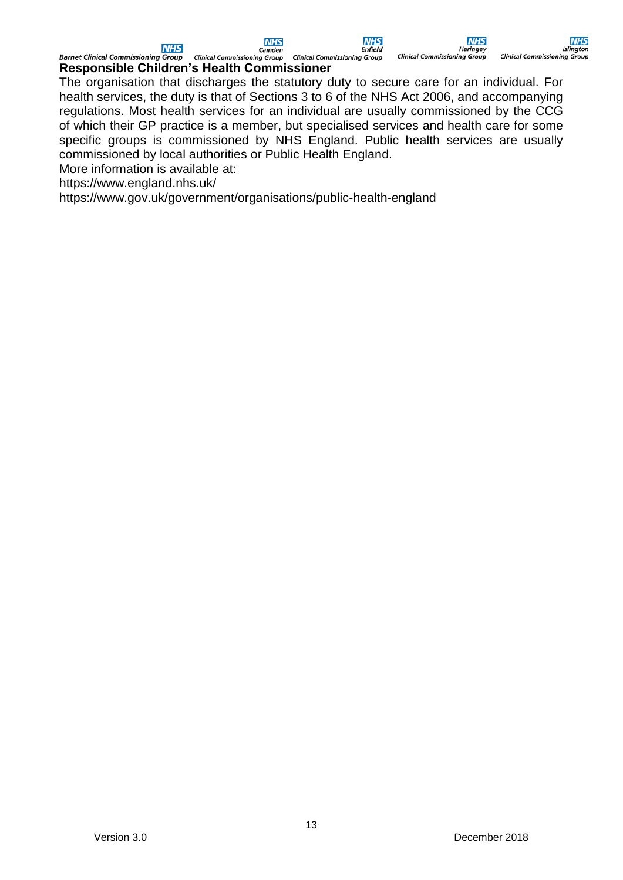**Responsible Children's Health Commissioner**

The organisation that discharges the statutory duty to secure care for an individual. For health services, the duty is that of Sections 3 to 6 of the NHS Act 2006, and accompanying regulations. Most health services for an individual are usually commissioned by the CCG of which their GP practice is a member, but specialised services and health care for some specific groups is commissioned by NHS England. Public health services are usually commissioned by local authorities or Public Health England.

More information is available at:

https://www.england.nhs.uk/

https://www.gov.uk/government/organisations/public-health-england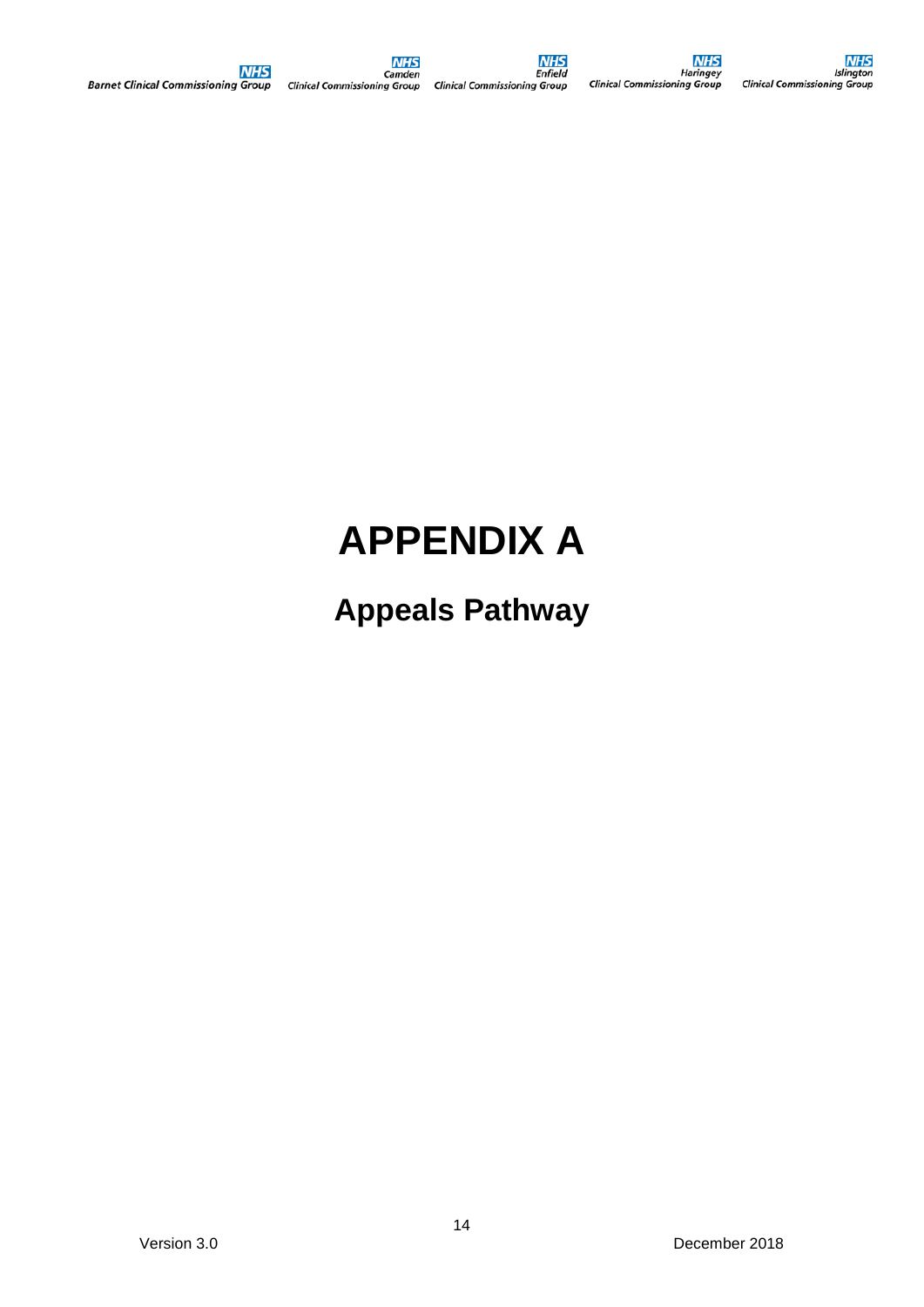# APPENDIX A

## Appeals Pathway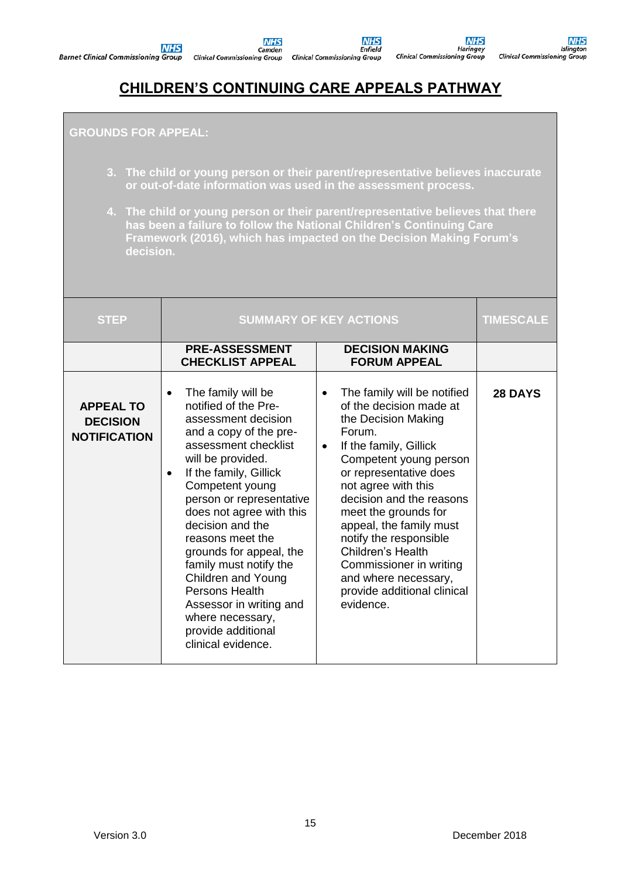# CHILDREN'S CONTINUING CARE APPEALS PATHWAY

**GROUNDS FOR APPEAL:**

3. **The child or young person or their parent/representative believes inaccurate or out-of-date information was used in the assessment process.**
4. **The child or young person or their parent/representative believes that there has been a failure to follow the National Children's Continuing Care Framework (2016), which has impacted on the Decision Making Forum's decision.**

| STEP | SUMMARY OF KEY ACTIONS | | TIMESCALE |
|---|---|---|---|
| | **PRE-ASSESSMENT CHECKLIST APPEAL** | **DECISION MAKING FORUM APPEAL** | |
| **APPEAL TO DECISION NOTIFICATION** | • The family will be notified of the Pre-assessment decision and a copy of the pre-assessment checklist will be provided.<br>• If the family, Gillick Competent young person or representative does not agree with this decision and the reasons meet the grounds for appeal, the family must notify the Children and Young Persons Health Assessor in writing and where necessary, provide additional clinical evidence. | • The family will be notified of the decision made at the Decision Making Forum.<br>• If the family, Gillick Competent young person or representative does not agree with this decision and the reasons meet the grounds for appeal, the family must notify the responsible Children's Health Commissioner in writing and where necessary, provide additional clinical evidence. | **28 DAYS** |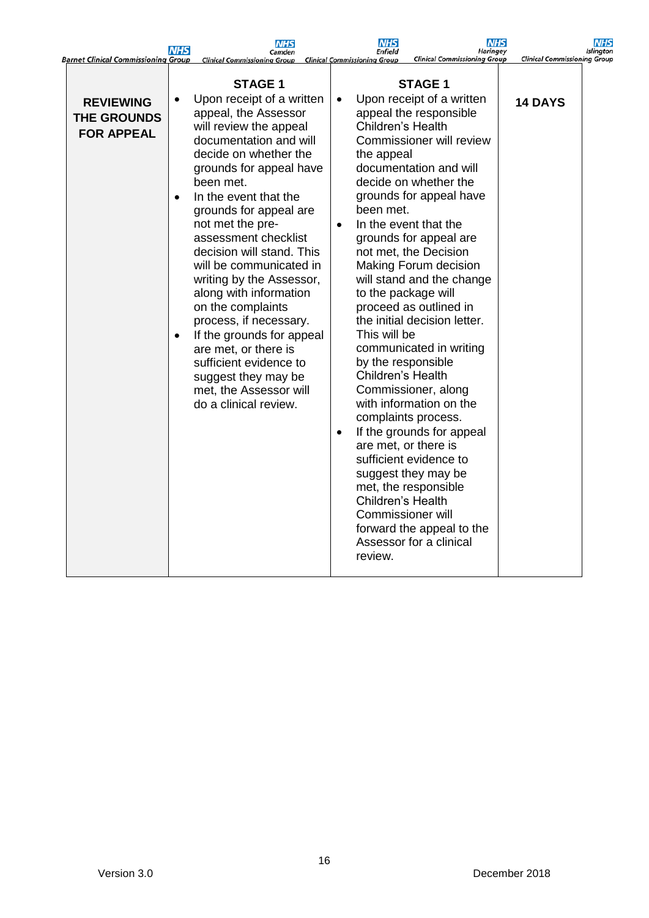| | | | |
|---|---|---|---|
| **REVIEWING THE GROUNDS FOR APPEAL** | **STAGE 1**<br>• Upon receipt of a written appeal, the Assessor will review the appeal documentation and will decide on whether the grounds for appeal have been met.<br>• In the event that the grounds for appeal are not met the pre-assessment checklist decision will stand. This will be communicated in writing by the Assessor, along with information on the complaints process, if necessary.<br>• If the grounds for appeal are met, or there is sufficient evidence to suggest they may be met, the Assessor will do a clinical review. | **STAGE 1**<br>• Upon receipt of a written appeal the responsible Children's Health Commissioner will review the appeal documentation and will decide on whether the grounds for appeal have been met.<br>• In the event that the grounds for appeal are not met, the Decision Making Forum decision will stand and the change to the package will proceed as outlined in the initial decision letter. This will be communicated in writing by the responsible Children's Health Commissioner, along with information on the complaints process.<br>• If the grounds for appeal are met, or there is sufficient evidence to suggest they may be met, the responsible Children's Health Commissioner will forward the appeal to the Assessor for a clinical review. | **14 DAYS** |

Version 3.0 December 2018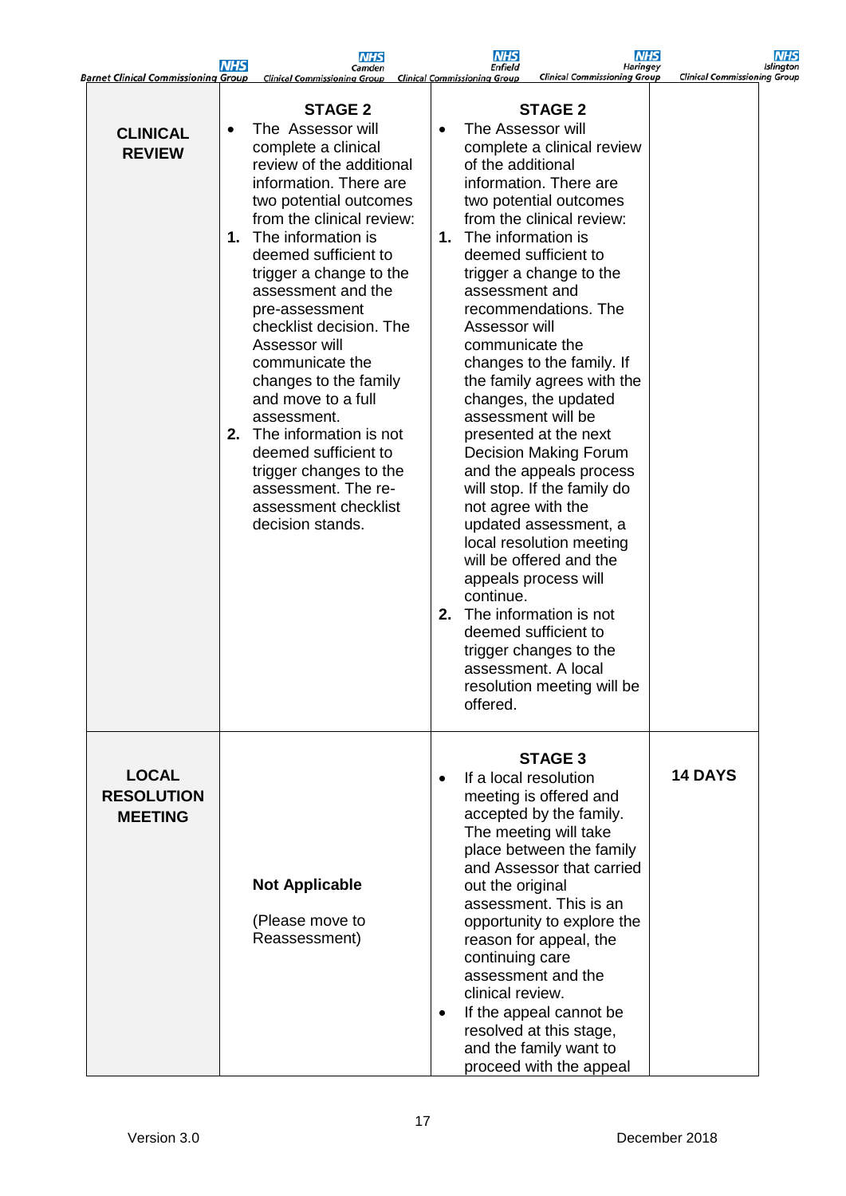| | | | |
|---|---|---|---|
| **CLINICAL REVIEW** | **STAGE 2**<br>• The Assessor will complete a clinical review of the additional information. There are two potential outcomes from the clinical review:<br>**1.** The information is deemed sufficient to trigger a change to the assessment and the pre-assessment checklist decision. The Assessor will communicate the changes to the family and move to a full assessment.<br>**2.** The information is not deemed sufficient to trigger changes to the assessment. The re-assessment checklist decision stands. | **STAGE 2**<br>• The Assessor will complete a clinical review of the additional information. There are two potential outcomes from the clinical review:<br>**1.** The information is deemed sufficient to trigger a change to the assessment and recommendations. The Assessor will communicate the changes to the family. If the family agrees with the changes, the updated assessment will be presented at the next Decision Making Forum and the appeals process will stop. If the family do not agree with the updated assessment, a local resolution meeting will be offered and the appeals process will continue.<br>**2.** The information is not deemed sufficient to trigger changes to the assessment. A local resolution meeting will be offered. | |
| **LOCAL RESOLUTION MEETING** | **Not Applicable**<br><br>(Please move to Reassessment) | **STAGE 3**<br>• If a local resolution meeting is offered and accepted by the family. The meeting will take place between the family and Assessor that carried out the original assessment. This is an opportunity to explore the reason for appeal, the continuing care assessment and the clinical review.<br>• If the appeal cannot be resolved at this stage, and the family want to proceed with the appeal | **14 DAYS** |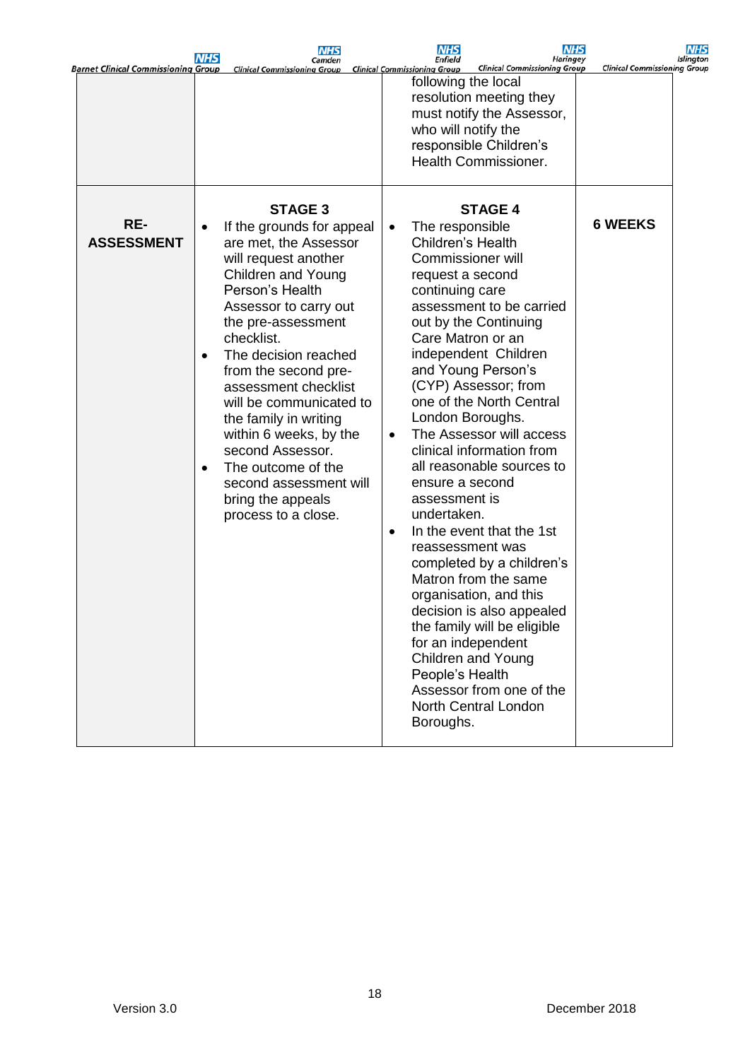| | | | |
|---|---|---|---|
| | | following the local resolution meeting they must notify the Assessor, who will notify the responsible Children's Health Commissioner. | |
| **RE-ASSESSMENT** | **STAGE 3**<br>• If the grounds for appeal are met, the Assessor will request another Children and Young Person's Health Assessor to carry out the pre-assessment checklist.<br>• The decision reached from the second pre-assessment checklist will be communicated to the family in writing within 6 weeks, by the second Assessor.<br>• The outcome of the second assessment will bring the appeals process to a close. | **STAGE 4**<br>• The responsible Children's Health Commissioner will request a second continuing care assessment to be carried out by the Continuing Care Matron or an independent Children and Young Person's (CYP) Assessor; from one of the North Central London Boroughs.<br>• The Assessor will access clinical information from all reasonable sources to ensure a second assessment is undertaken.<br>• In the event that the 1st reassessment was completed by a children's Matron from the same organisation, and this decision is also appealed the family will be eligible for an independent Children and Young People's Health Assessor from one of the North Central London Boroughs. | **6 WEEKS** |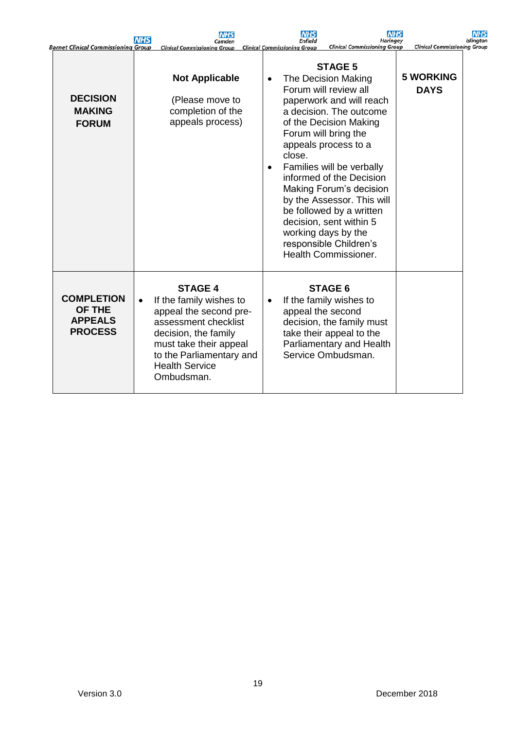| | | | |
|---|---|---|---|
| **DECISION MAKING FORUM** | **Not Applicable**<br><br>(Please move to completion of the appeals process) | **STAGE 5**<br>• The Decision Making Forum will review all paperwork and will reach a decision. The outcome of the Decision Making Forum will bring the appeals process to a close.<br>• Families will be verbally informed of the Decision Making Forum's decision by the Assessor. This will be followed by a written decision, sent within 5 working days by the responsible Children's Health Commissioner. | **5 WORKING DAYS** |
| **COMPLETION OF THE APPEALS PROCESS** | **STAGE 4**<br>• If the family wishes to appeal the second pre-assessment checklist decision, the family must take their appeal to the Parliamentary and Health Service Ombudsman. | **STAGE 6**<br>• If the family wishes to appeal the second decision, the family must take their appeal to the Parliamentary and Health Service Ombudsman. | |